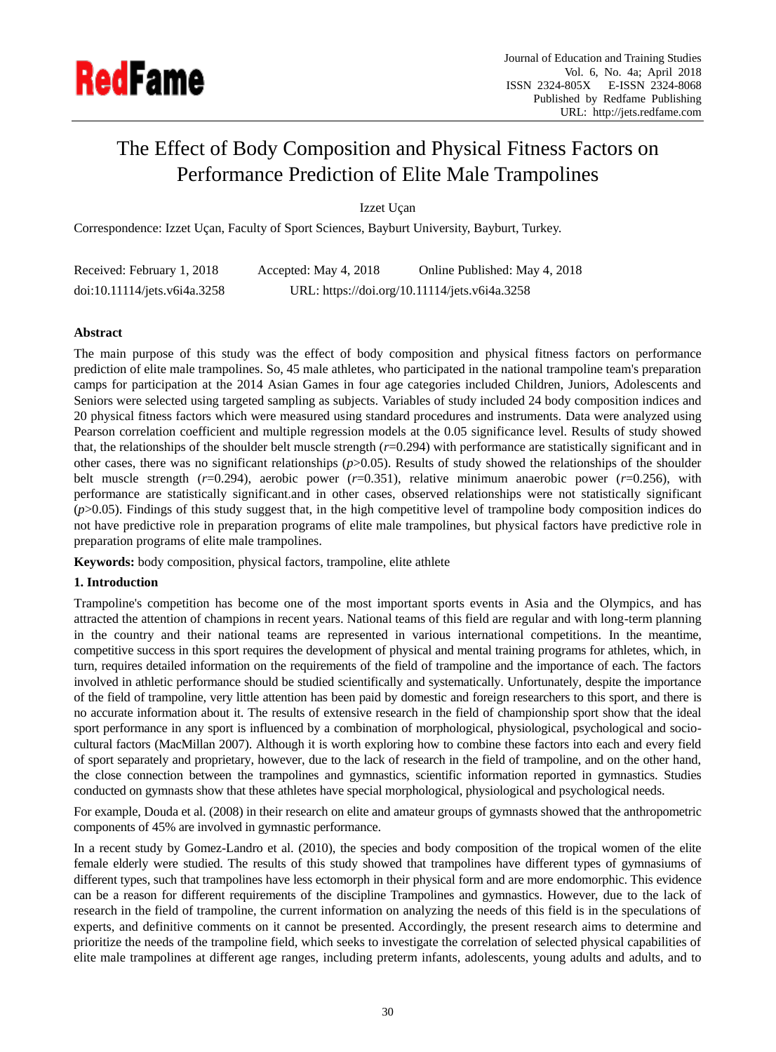# The Effect of Body Composition and Physical Fitness Factors on Performance Prediction of Elite Male Trampolines

Izzet Uçan

Correspondence: Izzet Uçan, Faculty of Sport Sciences, Bayburt University, Bayburt, Turkey.

Received: February 1, 2018  Accepted: May 4, 2018  Online Published: May 4, 2018

doi:10.11114/jets.v6i4a.3258  URL: https://doi.org/10.11114/jets.v6i4a.3258

## Abstract

The main purpose of this study was the effect of body composition and physical fitness factors on performance prediction of elite male trampolines. So, 45 male athletes, who participated in the national trampoline team's preparation camps for participation at the 2014 Asian Games in four age categories included Children, Juniors, Adolescents and Seniors were selected using targeted sampling as subjects. Variables of study included 24 body composition indices and 20 physical fitness factors which were measured using standard procedures and instruments. Data were analyzed using Pearson correlation coefficient and multiple regression models at the 0.05 significance level. Results of study showed that, the relationships of the shoulder belt muscle strength ($r$=0.294) with performance are statistically significant and in other cases, there was no significant relationships ($p$>0.05). Results of study showed the relationships of the shoulder belt muscle strength ($r$=0.294), aerobic power ($r$=0.351), relative minimum anaerobic power ($r$=0.256), with performance are statistically significant.and in other cases, observed relationships were not statistically significant ($p$>0.05). Findings of this study suggest that, in the high competitive level of trampoline body composition indices do not have predictive role in preparation programs of elite male trampolines, but physical factors have predictive role in preparation programs of elite male trampolines.

**Keywords:** body composition, physical factors, trampoline, elite athlete

## 1. Introduction

Trampoline's competition has become one of the most important sports events in Asia and the Olympics, and has attracted the attention of champions in recent years. National teams of this field are regular and with long-term planning in the country and their national teams are represented in various international competitions. In the meantime, competitive success in this sport requires the development of physical and mental training programs for athletes, which, in turn, requires detailed information on the requirements of the field of trampoline and the importance of each. The factors involved in athletic performance should be studied scientifically and systematically. Unfortunately, despite the importance of the field of trampoline, very little attention has been paid by domestic and foreign researchers to this sport, and there is no accurate information about it. The results of extensive research in the field of championship sport show that the ideal sport performance in any sport is influenced by a combination of morphological, physiological, psychological and socio-cultural factors (MacMillan 2007). Although it is worth exploring how to combine these factors into each and every field of sport separately and proprietary, however, due to the lack of research in the field of trampoline, and on the other hand, the close connection between the trampolines and gymnastics, scientific information reported in gymnastics. Studies conducted on gymnasts show that these athletes have special morphological, physiological and psychological needs.

For example, Douda et al. (2008) in their research on elite and amateur groups of gymnasts showed that the anthropometric components of 45% are involved in gymnastic performance.

In a recent study by Gomez-Landro et al. (2010), the species and body composition of the tropical women of the elite female elderly were studied. The results of this study showed that trampolines have different types of gymnasiums of different types, such that trampolines have less ectomorph in their physical form and are more endomorphic. This evidence can be a reason for different requirements of the discipline Trampolines and gymnastics. However, due to the lack of research in the field of trampoline, the current information on analyzing the needs of this field is in the speculations of experts, and definitive comments on it cannot be presented. Accordingly, the present research aims to determine and prioritize the needs of the trampoline field, which seeks to investigate the correlation of selected physical capabilities of elite male trampolines at different age ranges, including preterm infants, adolescents, young adults and adults, and to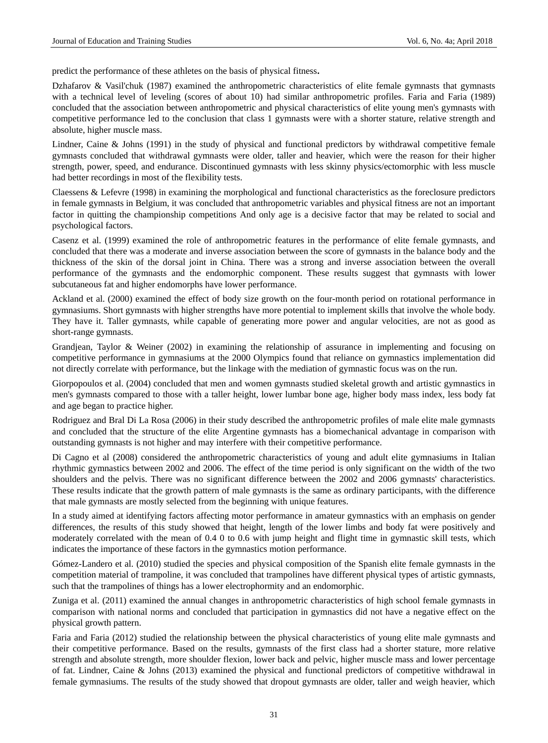predict the performance of these athletes on the basis of physical fitness**.**

Dzhafarov & Vasil'chuk (1987) examined the anthropometric characteristics of elite female gymnasts that gymnasts with a technical level of leveling (scores of about 10) had similar anthropometric profiles. Faria and Faria (1989) concluded that the association between anthropometric and physical characteristics of elite young men's gymnasts with competitive performance led to the conclusion that class 1 gymnasts were with a shorter stature, relative strength and absolute, higher muscle mass.

Lindner, Caine & Johns (1991) in the study of physical and functional predictors by withdrawal competitive female gymnasts concluded that withdrawal gymnasts were older, taller and heavier, which were the reason for their higher strength, power, speed, and endurance. Discontinued gymnasts with less skinny physics/ectomorphic with less muscle had better recordings in most of the flexibility tests.

Claessens & Lefevre (1998) in examining the morphological and functional characteristics as the foreclosure predictors in female gymnasts in Belgium, it was concluded that anthropometric variables and physical fitness are not an important factor in quitting the championship competitions And only age is a decisive factor that may be related to social and psychological factors.

Casenz et al. (1999) examined the role of anthropometric features in the performance of elite female gymnasts, and concluded that there was a moderate and inverse association between the score of gymnasts in the balance body and the thickness of the skin of the dorsal joint in China. There was a strong and inverse association between the overall performance of the gymnasts and the endomorphic component. These results suggest that gymnasts with lower subcutaneous fat and higher endomorphs have lower performance.

Ackland et al. (2000) examined the effect of body size growth on the four-month period on rotational performance in gymnasiums. Short gymnasts with higher strengths have more potential to implement skills that involve the whole body. They have it. Taller gymnasts, while capable of generating more power and angular velocities, are not as good as short-range gymnasts.

Grandjean, Taylor & Weiner (2002) in examining the relationship of assurance in implementing and focusing on competitive performance in gymnasiums at the 2000 Olympics found that reliance on gymnastics implementation did not directly correlate with performance, but the linkage with the mediation of gymnastic focus was on the run.

Giorpopoulos et al. (2004) concluded that men and women gymnasts studied skeletal growth and artistic gymnastics in men's gymnasts compared to those with a taller height, lower lumbar bone age, higher body mass index, less body fat and age began to practice higher.

Rodriguez and Bral Di La Rosa (2006) in their study described the anthropometric profiles of male elite male gymnasts and concluded that the structure of the elite Argentine gymnasts has a biomechanical advantage in comparison with outstanding gymnasts is not higher and may interfere with their competitive performance.

Di Cagno et al (2008) considered the anthropometric characteristics of young and adult elite gymnasiums in Italian rhythmic gymnastics between 2002 and 2006. The effect of the time period is only significant on the width of the two shoulders and the pelvis. There was no significant difference between the 2002 and 2006 gymnasts' characteristics. These results indicate that the growth pattern of male gymnasts is the same as ordinary participants, with the difference that male gymnasts are mostly selected from the beginning with unique features.

In a study aimed at identifying factors affecting motor performance in amateur gymnastics with an emphasis on gender differences, the results of this study showed that height, length of the lower limbs and body fat were positively and moderately correlated with the mean of 0.4 0 to 0.6 with jump height and flight time in gymnastic skill tests, which indicates the importance of these factors in the gymnastics motion performance.

Gómez-Landero et al. (2010) studied the species and physical composition of the Spanish elite female gymnasts in the competition material of trampoline, it was concluded that trampolines have different physical types of artistic gymnasts, such that the trampolines of things has a lower electrophormity and an endomorphic.

Zuniga et al. (2011) examined the annual changes in anthropometric characteristics of high school female gymnasts in comparison with national norms and concluded that participation in gymnastics did not have a negative effect on the physical growth pattern.

Faria and Faria (2012) studied the relationship between the physical characteristics of young elite male gymnasts and their competitive performance. Based on the results, gymnasts of the first class had a shorter stature, more relative strength and absolute strength, more shoulder flexion, lower back and pelvic, higher muscle mass and lower percentage of fat. Lindner, Caine & Johns (2013) examined the physical and functional predictors of competitive withdrawal in female gymnasiums. The results of the study showed that dropout gymnasts are older, taller and weigh heavier, which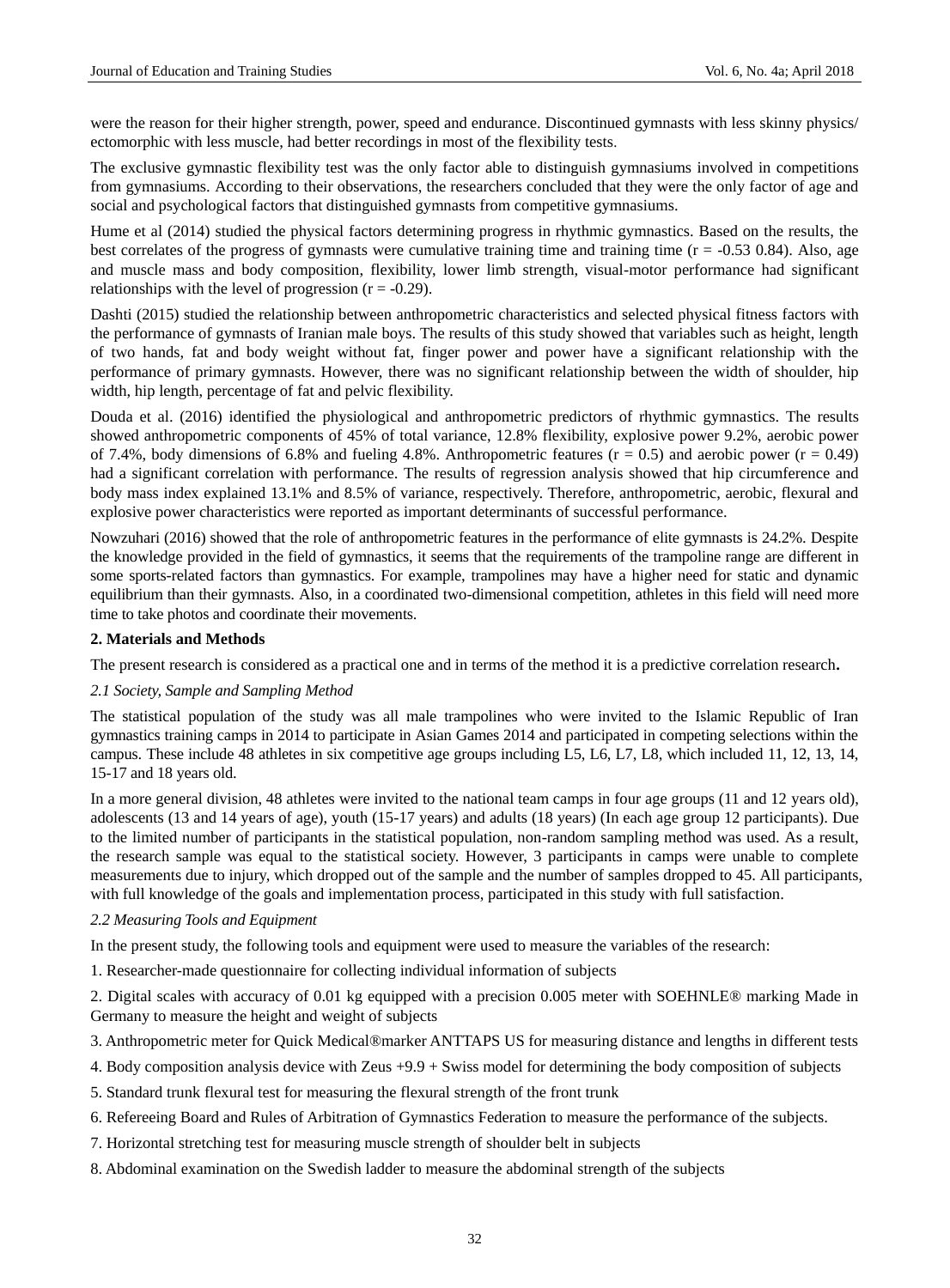were the reason for their higher strength, power, speed and endurance. Discontinued gymnasts with less skinny physics/ ectomorphic with less muscle, had better recordings in most of the flexibility tests.

The exclusive gymnastic flexibility test was the only factor able to distinguish gymnasiums involved in competitions from gymnasiums. According to their observations, the researchers concluded that they were the only factor of age and social and psychological factors that distinguished gymnasts from competitive gymnasiums.

Hume et al (2014) studied the physical factors determining progress in rhythmic gymnastics. Based on the results, the best correlates of the progress of gymnasts were cumulative training time and training time (r = -0.53 0.84). Also, age and muscle mass and body composition, flexibility, lower limb strength, visual-motor performance had significant relationships with the level of progression (r = -0.29).

Dashti (2015) studied the relationship between anthropometric characteristics and selected physical fitness factors with the performance of gymnasts of Iranian male boys. The results of this study showed that variables such as height, length of two hands, fat and body weight without fat, finger power and power have a significant relationship with the performance of primary gymnasts. However, there was no significant relationship between the width of shoulder, hip width, hip length, percentage of fat and pelvic flexibility.

Douda et al. (2016) identified the physiological and anthropometric predictors of rhythmic gymnastics. The results showed anthropometric components of 45% of total variance, 12.8% flexibility, explosive power 9.2%, aerobic power of 7.4%, body dimensions of 6.8% and fueling 4.8%. Anthropometric features (r = 0.5) and aerobic power (r = 0.49) had a significant correlation with performance. The results of regression analysis showed that hip circumference and body mass index explained 13.1% and 8.5% of variance, respectively. Therefore, anthropometric, aerobic, flexural and explosive power characteristics were reported as important determinants of successful performance.

Nowzuhari (2016) showed that the role of anthropometric features in the performance of elite gymnasts is 24.2%. Despite the knowledge provided in the field of gymnastics, it seems that the requirements of the trampoline range are different in some sports-related factors than gymnastics. For example, trampolines may have a higher need for static and dynamic equilibrium than their gymnasts. Also, in a coordinated two-dimensional competition, athletes in this field will need more time to take photos and coordinate their movements.

## 2. Materials and Methods

The present research is considered as a practical one and in terms of the method it is a predictive correlation research**.**

### *2.1 Society, Sample and Sampling Method*

The statistical population of the study was all male trampolines who were invited to the Islamic Republic of Iran gymnastics training camps in 2014 to participate in Asian Games 2014 and participated in competing selections within the campus. These include 48 athletes in six competitive age groups including L5, L6, L7, L8, which included 11, 12, 13, 14, 15-17 and 18 years old.

In a more general division, 48 athletes were invited to the national team camps in four age groups (11 and 12 years old), adolescents (13 and 14 years of age), youth (15-17 years) and adults (18 years) (In each age group 12 participants). Due to the limited number of participants in the statistical population, non-random sampling method was used. As a result, the research sample was equal to the statistical society. However, 3 participants in camps were unable to complete measurements due to injury, which dropped out of the sample and the number of samples dropped to 45. All participants, with full knowledge of the goals and implementation process, participated in this study with full satisfaction.

### *2.2 Measuring Tools and Equipment*

In the present study, the following tools and equipment were used to measure the variables of the research:

1. Researcher-made questionnaire for collecting individual information of subjects
2. Digital scales with accuracy of 0.01 kg equipped with a precision 0.005 meter with SOEHNLE® marking Made in Germany to measure the height and weight of subjects
3. Anthropometric meter for Quick Medical®marker ANTTAPS US for measuring distance and lengths in different tests
4. Body composition analysis device with Zeus +9.9 + Swiss model for determining the body composition of subjects
5. Standard trunk flexural test for measuring the flexural strength of the front trunk
6. Refereeing Board and Rules of Arbitration of Gymnastics Federation to measure the performance of the subjects.
7. Horizontal stretching test for measuring muscle strength of shoulder belt in subjects
8. Abdominal examination on the Swedish ladder to measure the abdominal strength of the subjects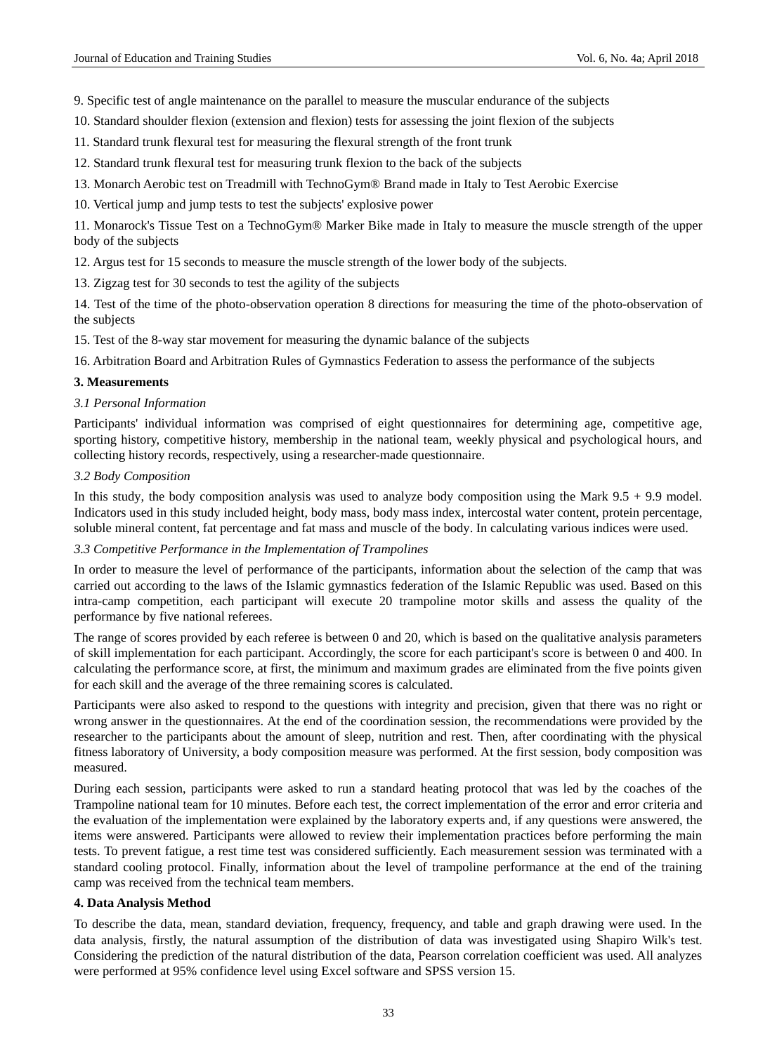9. Specific test of angle maintenance on the parallel to measure the muscular endurance of the subjects

10. Standard shoulder flexion (extension and flexion) tests for assessing the joint flexion of the subjects

11. Standard trunk flexural test for measuring the flexural strength of the front trunk

12. Standard trunk flexural test for measuring trunk flexion to the back of the subjects

13. Monarch Aerobic test on Treadmill with TechnoGym® Brand made in Italy to Test Aerobic Exercise

10. Vertical jump and jump tests to test the subjects' explosive power

11. Monarock's Tissue Test on a TechnoGym® Marker Bike made in Italy to measure the muscle strength of the upper body of the subjects

12. Argus test for 15 seconds to measure the muscle strength of the lower body of the subjects.

13. Zigzag test for 30 seconds to test the agility of the subjects

14. Test of the time of the photo-observation operation 8 directions for measuring the time of the photo-observation of the subjects

15. Test of the 8-way star movement for measuring the dynamic balance of the subjects

16. Arbitration Board and Arbitration Rules of Gymnastics Federation to assess the performance of the subjects

## 3. Measurements

### *3.1 Personal Information*

Participants' individual information was comprised of eight questionnaires for determining age, competitive age, sporting history, competitive history, membership in the national team, weekly physical and psychological hours, and collecting history records, respectively, using a researcher-made questionnaire.

### *3.2 Body Composition*

In this study, the body composition analysis was used to analyze body composition using the Mark 9.5 + 9.9 model. Indicators used in this study included height, body mass, body mass index, intercostal water content, protein percentage, soluble mineral content, fat percentage and fat mass and muscle of the body. In calculating various indices were used.

### *3.3 Competitive Performance in the Implementation of Trampolines*

In order to measure the level of performance of the participants, information about the selection of the camp that was carried out according to the laws of the Islamic gymnastics federation of the Islamic Republic was used. Based on this intra-camp competition, each participant will execute 20 trampoline motor skills and assess the quality of the performance by five national referees.

The range of scores provided by each referee is between 0 and 20, which is based on the qualitative analysis parameters of skill implementation for each participant. Accordingly, the score for each participant's score is between 0 and 400. In calculating the performance score, at first, the minimum and maximum grades are eliminated from the five points given for each skill and the average of the three remaining scores is calculated.

Participants were also asked to respond to the questions with integrity and precision, given that there was no right or wrong answer in the questionnaires. At the end of the coordination session, the recommendations were provided by the researcher to the participants about the amount of sleep, nutrition and rest. Then, after coordinating with the physical fitness laboratory of University, a body composition measure was performed. At the first session, body composition was measured.

During each session, participants were asked to run a standard heating protocol that was led by the coaches of the Trampoline national team for 10 minutes. Before each test, the correct implementation of the error and error criteria and the evaluation of the implementation were explained by the laboratory experts and, if any questions were answered, the items were answered. Participants were allowed to review their implementation practices before performing the main tests. To prevent fatigue, a rest time test was considered sufficiently. Each measurement session was terminated with a standard cooling protocol. Finally, information about the level of trampoline performance at the end of the training camp was received from the technical team members.

## 4. Data Analysis Method

To describe the data, mean, standard deviation, frequency, frequency, and table and graph drawing were used. In the data analysis, firstly, the natural assumption of the distribution of data was investigated using Shapiro Wilk's test. Considering the prediction of the natural distribution of the data, Pearson correlation coefficient was used. All analyzes were performed at 95% confidence level using Excel software and SPSS version 15.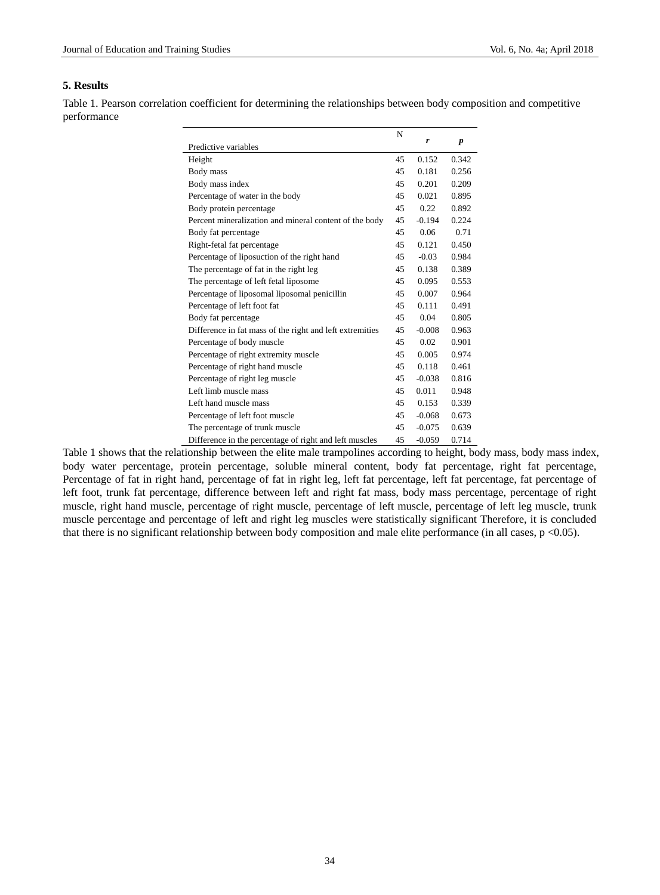## 5. Results

Table 1. Pearson correlation coefficient for determining the relationships between body composition and competitive performance

| Predictive variables | N | *r* | *p* |
|---|---|---|---|
| Height | 45 | 0.152 | 0.342 |
| Body mass | 45 | 0.181 | 0.256 |
| Body mass index | 45 | 0.201 | 0.209 |
| Percentage of water in the body | 45 | 0.021 | 0.895 |
| Body protein percentage | 45 | 0.22 | 0.892 |
| Percent mineralization and mineral content of the body | 45 | -0.194 | 0.224 |
| Body fat percentage | 45 | 0.06 | 0.71 |
| Right-fetal fat percentage | 45 | 0.121 | 0.450 |
| Percentage of liposuction of the right hand | 45 | -0.03 | 0.984 |
| The percentage of fat in the right leg | 45 | 0.138 | 0.389 |
| The percentage of left fetal liposome | 45 | 0.095 | 0.553 |
| Percentage of liposomal liposomal penicillin | 45 | 0.007 | 0.964 |
| Percentage of left foot fat | 45 | 0.111 | 0.491 |
| Body fat percentage | 45 | 0.04 | 0.805 |
| Difference in fat mass of the right and left extremities | 45 | -0.008 | 0.963 |
| Percentage of body muscle | 45 | 0.02 | 0.901 |
| Percentage of right extremity muscle | 45 | 0.005 | 0.974 |
| Percentage of right hand muscle | 45 | 0.118 | 0.461 |
| Percentage of right leg muscle | 45 | -0.038 | 0.816 |
| Left limb muscle mass | 45 | 0.011 | 0.948 |
| Left hand muscle mass | 45 | 0.153 | 0.339 |
| Percentage of left foot muscle | 45 | -0.068 | 0.673 |
| The percentage of trunk muscle | 45 | -0.075 | 0.639 |
| Difference in the percentage of right and left muscles | 45 | -0.059 | 0.714 |

Table 1 shows that the relationship between the elite male trampolines according to height, body mass, body mass index, body water percentage, protein percentage, soluble mineral content, body fat percentage, right fat percentage, Percentage of fat in right hand, percentage of fat in right leg, left fat percentage, left fat percentage, fat percentage of left foot, trunk fat percentage, difference between left and right fat mass, body mass percentage, percentage of right muscle, right hand muscle, percentage of right muscle, percentage of left muscle, percentage of left leg muscle, trunk muscle percentage and percentage of left and right leg muscles were statistically significant Therefore, it is concluded that there is no significant relationship between body composition and male elite performance (in all cases, $p < 0.05$).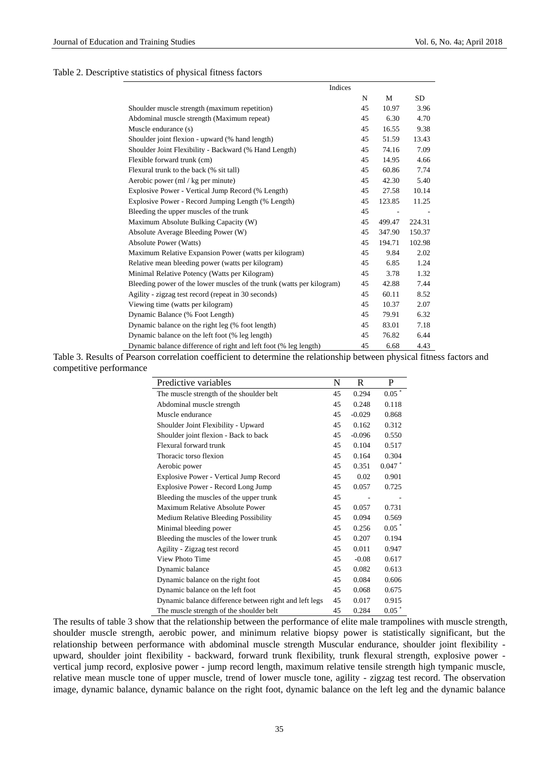Table 2. Descriptive statistics of physical fitness factors

| | Indices | | |
|---|---|---|---|
| | N | M | SD |
| Shoulder muscle strength (maximum repetition) | 45 | 10.97 | 3.96 |
| Abdominal muscle strength (Maximum repeat) | 45 | 6.30 | 4.70 |
| Muscle endurance (s) | 45 | 16.55 | 9.38 |
| Shoulder joint flexion - upward (% hand length) | 45 | 51.59 | 13.43 |
| Shoulder Joint Flexibility - Backward (% Hand Length) | 45 | 74.16 | 7.09 |
| Flexible forward trunk (cm) | 45 | 14.95 | 4.66 |
| Flexural trunk to the back (% sit tall) | 45 | 60.86 | 7.74 |
| Aerobic power (ml / kg per minute) | 45 | 42.30 | 5.40 |
| Explosive Power - Vertical Jump Record (% Length) | 45 | 27.58 | 10.14 |
| Explosive Power - Record Jumping Length (% Length) | 45 | 123.85 | 11.25 |
| Bleeding the upper muscles of the trunk | 45 | - | - |
| Maximum Absolute Bulking Capacity (W) | 45 | 499.47 | 224.31 |
| Absolute Average Bleeding Power (W) | 45 | 347.90 | 150.37 |
| Absolute Power (Watts) | 45 | 194.71 | 102.98 |
| Maximum Relative Expansion Power (watts per kilogram) | 45 | 9.84 | 2.02 |
| Relative mean bleeding power (watts per kilogram) | 45 | 6.85 | 1.24 |
| Minimal Relative Potency (Watts per Kilogram) | 45 | 3.78 | 1.32 |
| Bleeding power of the lower muscles of the trunk (watts per kilogram) | 45 | 42.88 | 7.44 |
| Agility - zigzag test record (repeat in 30 seconds) | 45 | 60.11 | 8.52 |
| Viewing time (watts per kilogram) | 45 | 10.37 | 2.07 |
| Dynamic Balance (% Foot Length) | 45 | 79.91 | 6.32 |
| Dynamic balance on the right leg (% foot length) | 45 | 83.01 | 7.18 |
| Dynamic balance on the left foot (% leg length) | 45 | 76.82 | 6.44 |
| Dynamic balance difference of right and left foot (% leg length) | 45 | 6.68 | 4.43 |

Table 3. Results of Pearson correlation coefficient to determine the relationship between physical fitness factors and competitive performance

| Predictive variables | N | R | P |
|---|---|---|---|
| The muscle strength of the shoulder belt | 45 | 0.294 | 0.05 * |
| Abdominal muscle strength | 45 | 0.248 | 0.118 |
| Muscle endurance | 45 | -0.029 | 0.868 |
| Shoulder Joint Flexibility - Upward | 45 | 0.162 | 0.312 |
| Shoulder joint flexion - Back to back | 45 | -0.096 | 0.550 |
| Flexural forward trunk | 45 | 0.104 | 0.517 |
| Thoracic torso flexion | 45 | 0.164 | 0.304 |
| Aerobic power | 45 | 0.351 | 0.047 * |
| Explosive Power - Vertical Jump Record | 45 | 0.02 | 0.901 |
| Explosive Power - Record Long Jump | 45 | 0.057 | 0.725 |
| Bleeding the muscles of the upper trunk | 45 | - | - |
| Maximum Relative Absolute Power | 45 | 0.057 | 0.731 |
| Medium Relative Bleeding Possibility | 45 | 0.094 | 0.569 |
| Minimal bleeding power | 45 | 0.256 | 0.05 * |
| Bleeding the muscles of the lower trunk | 45 | 0.207 | 0.194 |
| Agility - Zigzag test record | 45 | 0.011 | 0.947 |
| View Photo Time | 45 | -0.08 | 0.617 |
| Dynamic balance | 45 | 0.082 | 0.613 |
| Dynamic balance on the right foot | 45 | 0.084 | 0.606 |
| Dynamic balance on the left foot | 45 | 0.068 | 0.675 |
| Dynamic balance difference between right and left legs | 45 | 0.017 | 0.915 |
| The muscle strength of the shoulder belt | 45 | 0.284 | 0.05 * |

The results of table 3 show that the relationship between the performance of elite male trampolines with muscle strength, shoulder muscle strength, aerobic power, and minimum relative biopsy power is statistically significant, but the relationship between performance with abdominal muscle strength Muscular endurance, shoulder joint flexibility - upward, shoulder joint flexibility - backward, forward trunk flexibility, trunk flexural strength, explosive power - vertical jump record, explosive power - jump record length, maximum relative tensile strength high tympanic muscle, relative mean muscle tone of upper muscle, trend of lower muscle tone, agility - zigzag test record. The observation image, dynamic balance, dynamic balance on the right foot, dynamic balance on the left leg and the dynamic balance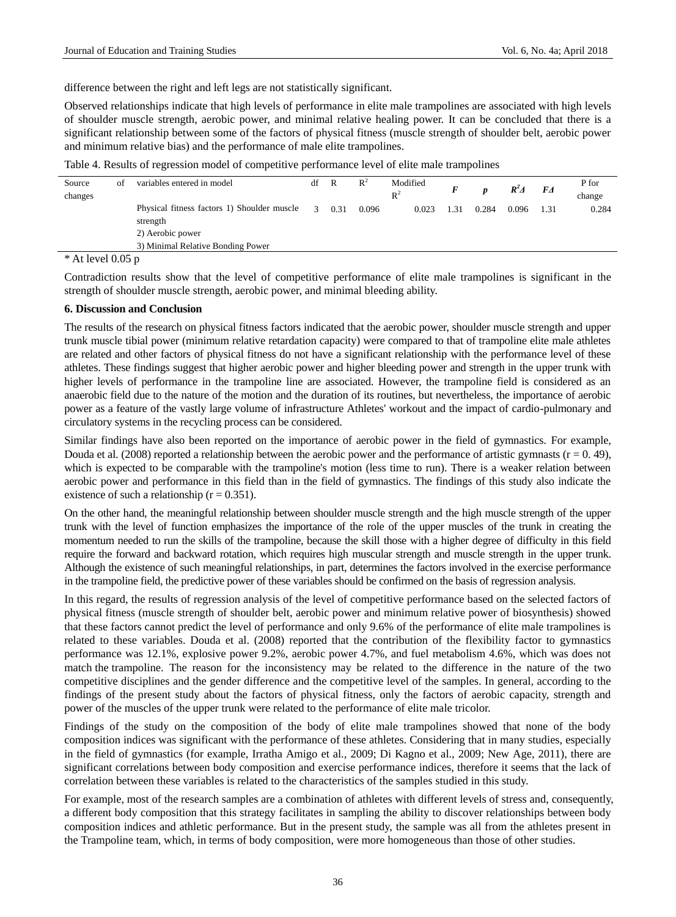difference between the right and left legs are not statistically significant.

Observed relationships indicate that high levels of performance in elite male trampolines are associated with high levels of shoulder muscle strength, aerobic power, and minimal relative healing power. It can be concluded that there is a significant relationship between some of the factors of physical fitness (muscle strength of shoulder belt, aerobic power and minimum relative bias) and the performance of male elite trampolines.

Table 4. Results of regression model of competitive performance level of elite male trampolines

| Source of changes | variables entered in model | df | R | $R^2$ | Modified $R^2$ | *F* | *p* | $R^2\Delta$ | $F\Delta$ | P for change |
|---|---|---|---|---|---|---|---|---|---|---|
| | Physical fitness factors 1) Shoulder muscle strength 2) Aerobic power 3) Minimal Relative Bonding Power | 3 | 0.31 | 0.096 | 0.023 | 1.31 | 0.284 | 0.096 | 1.31 | 0.284 |

\* At level 0.05 p

Contradiction results show that the level of competitive performance of elite male trampolines is significant in the strength of shoulder muscle strength, aerobic power, and minimal bleeding ability.

### 6. Discussion and Conclusion

The results of the research on physical fitness factors indicated that the aerobic power, shoulder muscle strength and upper trunk muscle tibial power (minimum relative retardation capacity) were compared to that of trampoline elite male athletes are related and other factors of physical fitness do not have a significant relationship with the performance level of these athletes. These findings suggest that higher aerobic power and higher bleeding power and strength in the upper trunk with higher levels of performance in the trampoline line are associated. However, the trampoline field is considered as an anaerobic field due to the nature of the motion and the duration of its routines, but nevertheless, the importance of aerobic power as a feature of the vastly large volume of infrastructure Athletes' workout and the impact of cardio-pulmonary and circulatory systems in the recycling process can be considered.

Similar findings have also been reported on the importance of aerobic power in the field of gymnastics. For example, Douda et al. (2008) reported a relationship between the aerobic power and the performance of artistic gymnasts ($r = 0.49$), which is expected to be comparable with the trampoline's motion (less time to run). There is a weaker relation between aerobic power and performance in this field than in the field of gymnastics. The findings of this study also indicate the existence of such a relationship ($r = 0.351$).

On the other hand, the meaningful relationship between shoulder muscle strength and the high muscle strength of the upper trunk with the level of function emphasizes the importance of the role of the upper muscles of the trunk in creating the momentum needed to run the skills of the trampoline, because the skill those with a higher degree of difficulty in this field require the forward and backward rotation, which requires high muscular strength and muscle strength in the upper trunk. Although the existence of such meaningful relationships, in part, determines the factors involved in the exercise performance in the trampoline field, the predictive power of these variables should be confirmed on the basis of regression analysis.

In this regard, the results of regression analysis of the level of competitive performance based on the selected factors of physical fitness (muscle strength of shoulder belt, aerobic power and minimum relative power of biosynthesis) showed that these factors cannot predict the level of performance and only 9.6% of the performance of elite male trampolines is related to these variables. Douda et al. (2008) reported that the contribution of the flexibility factor to gymnastics performance was 12.1%, explosive power 9.2%, aerobic power 4.7%, and fuel metabolism 4.6%, which was does not match the trampoline. The reason for the inconsistency may be related to the difference in the nature of the two competitive disciplines and the gender difference and the competitive level of the samples. In general, according to the findings of the present study about the factors of physical fitness, only the factors of aerobic capacity, strength and power of the muscles of the upper trunk were related to the performance of elite male tricolor.

Findings of the study on the composition of the body of elite male trampolines showed that none of the body composition indices was significant with the performance of these athletes. Considering that in many studies, especially in the field of gymnastics (for example, Irratha Amigo et al., 2009; Di Kagno et al., 2009; New Age, 2011), there are significant correlations between body composition and exercise performance indices, therefore it seems that the lack of correlation between these variables is related to the characteristics of the samples studied in this study.

For example, most of the research samples are a combination of athletes with different levels of stress and, consequently, a different body composition that this strategy facilitates in sampling the ability to discover relationships between body composition indices and athletic performance. But in the present study, the sample was all from the athletes present in the Trampoline team, which, in terms of body composition, were more homogeneous than those of other studies.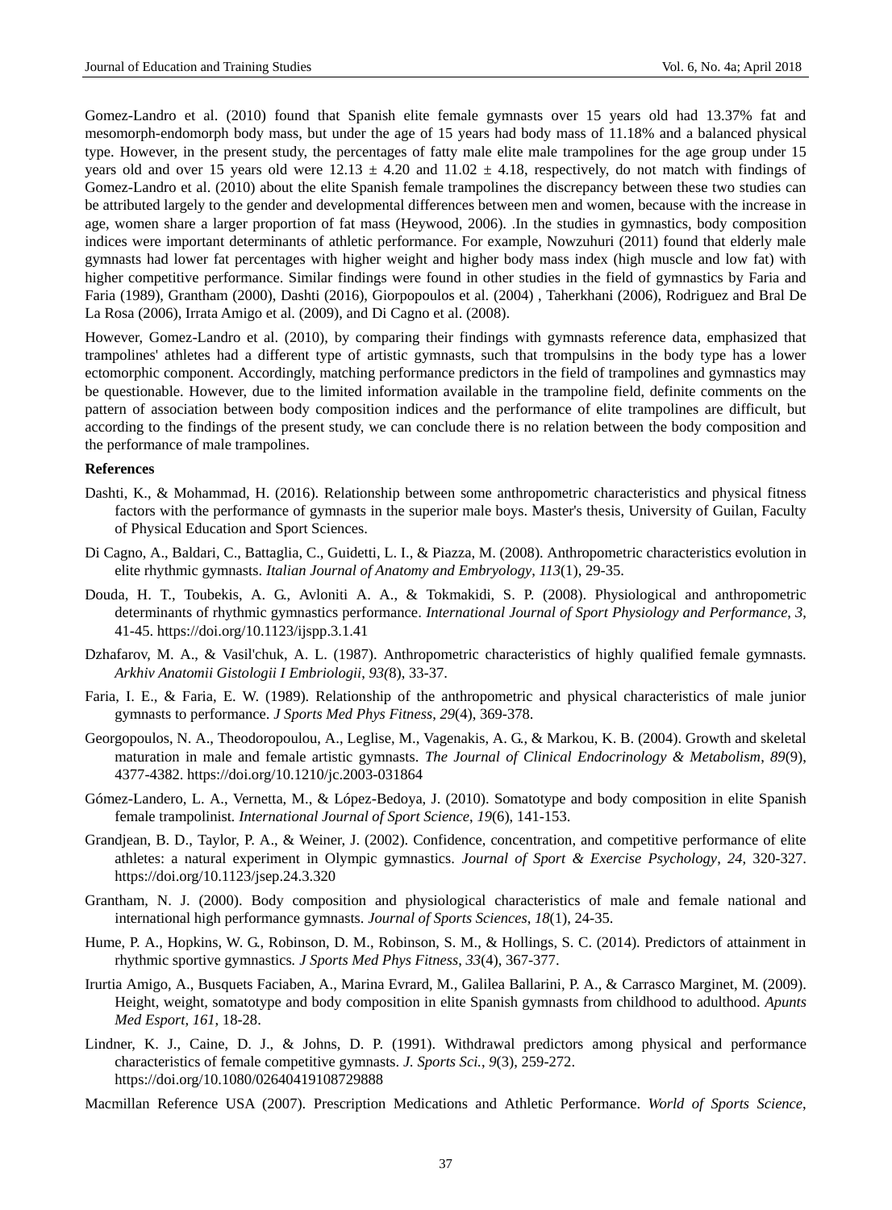Gomez-Landro et al. (2010) found that Spanish elite female gymnasts over 15 years old had 13.37% fat and mesomorph-endomorph body mass, but under the age of 15 years had body mass of 11.18% and a balanced physical type. However, in the present study, the percentages of fatty male elite male trampolines for the age group under 15 years old and over 15 years old were 12.13 ± 4.20 and 11.02 ± 4.18, respectively, do not match with findings of Gomez-Landro et al. (2010) about the elite Spanish female trampolines the discrepancy between these two studies can be attributed largely to the gender and developmental differences between men and women, because with the increase in age, women share a larger proportion of fat mass (Heywood, 2006). .In the studies in gymnastics, body composition indices were important determinants of athletic performance. For example, Nowzuhuri (2011) found that elderly male gymnasts had lower fat percentages with higher weight and higher body mass index (high muscle and low fat) with higher competitive performance. Similar findings were found in other studies in the field of gymnastics by Faria and Faria (1989), Grantham (2000), Dashti (2016), Giorpopoulos et al. (2004) , Taherkhani (2006), Rodriguez and Bral De La Rosa (2006), Irrata Amigo et al. (2009), and Di Cagno et al. (2008).

However, Gomez-Landro et al. (2010), by comparing their findings with gymnasts reference data, emphasized that trampolines' athletes had a different type of artistic gymnasts, such that trompulsins in the body type has a lower ectomorphic component. Accordingly, matching performance predictors in the field of trampolines and gymnastics may be questionable. However, due to the limited information available in the trampoline field, definite comments on the pattern of association between body composition indices and the performance of elite trampolines are difficult, but according to the findings of the present study, we can conclude there is no relation between the body composition and the performance of male trampolines.

**References**

Dashti, K., & Mohammad, H. (2016). Relationship between some anthropometric characteristics and physical fitness factors with the performance of gymnasts in the superior male boys. Master's thesis, University of Guilan, Faculty of Physical Education and Sport Sciences.

Di Cagno, A., Baldari, C., Battaglia, C., Guidetti, L. I., & Piazza, M. (2008). Anthropometric characteristics evolution in elite rhythmic gymnasts. *Italian Journal of Anatomy and Embryology*, *113*(1), 29-35.

Douda, H. T., Toubekis, A. G., Avloniti A. A., & Tokmakidi, S. P. (2008). Physiological and anthropometric determinants of rhythmic gymnastics performance. *International Journal of Sport Physiology and Performance*, *3*, 41-45. https://doi.org/10.1123/ijspp.3.1.41

Dzhafarov, M. A., & Vasil'chuk, A. L. (1987). Anthropometric characteristics of highly qualified female gymnasts. *Arkhiv Anatomii Gistologii I Embriologii*, *93(*8), 33-37.

Faria, I. E., & Faria, E. W. (1989). Relationship of the anthropometric and physical characteristics of male junior gymnasts to performance. *J Sports Med Phys Fitness*, *29*(4), 369-378.

Georgopoulos, N. A., Theodoropoulou, A., Leglise, M., Vagenakis, A. G., & Markou, K. B. (2004). Growth and skeletal maturation in male and female artistic gymnasts. *The Journal of Clinical Endocrinology & Metabolism*, *89*(9), 4377-4382. https://doi.org/10.1210/jc.2003-031864

Gómez-Landero, L. A., Vernetta, M., & López-Bedoya, J. (2010). Somatotype and body composition in elite Spanish female trampolinist. *International Journal of Sport Science*, *19*(6), 141-153.

Grandjean, B. D., Taylor, P. A., & Weiner, J. (2002). Confidence, concentration, and competitive performance of elite athletes: a natural experiment in Olympic gymnastics. *Journal of Sport & Exercise Psychology*, *24*, 320-327. https://doi.org/10.1123/jsep.24.3.320

Grantham, N. J. (2000). Body composition and physiological characteristics of male and female national and international high performance gymnasts. *Journal of Sports Sciences*, *18*(1), 24-35.

Hume, P. A., Hopkins, W. G., Robinson, D. M., Robinson, S. M., & Hollings, S. C. (2014). Predictors of attainment in rhythmic sportive gymnastics. *J Sports Med Phys Fitness*, *33*(4), 367-377.

Irurtia Amigo, A., Busquets Faciaben, A., Marina Evrard, M., Galilea Ballarini, P. A., & Carrasco Marginet, M. (2009). Height, weight, somatotype and body composition in elite Spanish gymnasts from childhood to adulthood. *Apunts Med Esport*, *161*, 18-28.

Lindner, K. J., Caine, D. J., & Johns, D. P. (1991). Withdrawal predictors among physical and performance characteristics of female competitive gymnasts. *J. Sports Sci.*, *9*(3), 259-272. https://doi.org/10.1080/02640419108729888

Macmillan Reference USA (2007). Prescription Medications and Athletic Performance. *World of Sports Science*,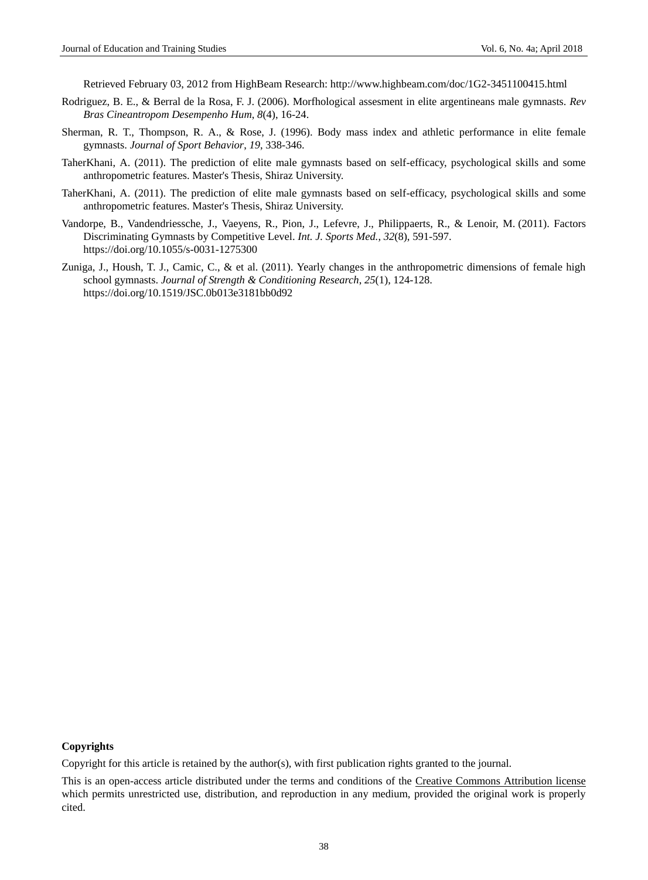Retrieved February 03, 2012 from HighBeam Research: http://www.highbeam.com/doc/1G2-3451100415.html

Rodriguez, B. E., & Berral de la Rosa, F. J. (2006). Morfhological assesment in elite argentineans male gymnasts. *Rev Bras Cineantropom Desempenho Hum*, *8*(4), 16-24.

Sherman, R. T., Thompson, R. A., & Rose, J. (1996). Body mass index and athletic performance in elite female gymnasts. *Journal of Sport Behavior*, *19*, 338-346.

TaherKhani, A. (2011). The prediction of elite male gymnasts based on self-efficacy, psychological skills and some anthropometric features. Master's Thesis, Shiraz University.

TaherKhani, A. (2011). The prediction of elite male gymnasts based on self-efficacy, psychological skills and some anthropometric features. Master's Thesis, Shiraz University.

Vandorpe, B., Vandendriessche, J., Vaeyens, R., Pion, J., Lefevre, J., Philippaerts, R., & Lenoir, M. (2011). Factors Discriminating Gymnasts by Competitive Level. *Int. J. Sports Med.*, *32*(8), 591-597. https://doi.org/10.1055/s-0031-1275300

Zuniga, J., Housh, T. J., Camic, C., & et al. (2011). Yearly changes in the anthropometric dimensions of female high school gymnasts. *Journal of Strength & Conditioning Research*, *25*(1), 124-128. https://doi.org/10.1519/JSC.0b013e3181bb0d92

**Copyrights**

Copyright for this article is retained by the author(s), with first publication rights granted to the journal.

This is an open-access article distributed under the terms and conditions of the Creative Commons Attribution license which permits unrestricted use, distribution, and reproduction in any medium, provided the original work is properly cited.